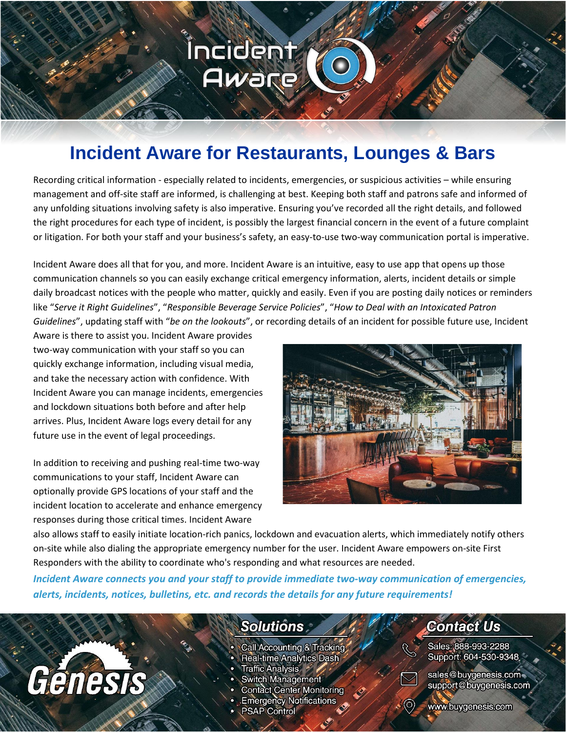# Incident Aware for Restaurants, Lounges & Bars

Recording critical information - especially related to incidents, emergencies, or suspicious activities – while ensuring management and off-site staff are informed, is challenging at best. Keeping both staff and patrons safe and informed of any unfolding situations involving safety is also imperative. Ensuring you've recorded all the right details, and followed the right procedures for each type of incident, is possibly the largest financial concern in the event of a future complaint or litigation. For both your staff and your business's safety, an easy-to-use two-way communication portal is imperative.

Incident Aware does all that for you, and more. Incident Aware is an intuitive, easy to use app that opens up those communication channels so you can easily exchange critical emergency information, alerts, incident details or simple daily broadcast notices with the people who matter, quickly and easily. Even if you are posting daily notices or reminders like "*Serve it Right Guidelines*", "*Responsible Beverage Service Policies*", "*How to Deal with an Intoxicated Patron Guidelines*", updating staff with "*be on the lookouts*", or recording details of an incident for possible future use, Incident Aware is there to assist you. Incident Aware provides two-way communication with your staff so you can quickly exchange information, including visual media, and take the necessary action with confidence. With Incident Aware you can manage incidents, emergencies and lockdown situations both before and after help arrives. Plus, Incident Aware logs every detail for any future use in the event of legal proceedings.

In addition to receiving and pushing real-time two-way communications to your staff, Incident Aware can optionally provide GPS locations of your staff and the incident location to accelerate and enhance emergency responses during those critical times. Incident Aware also allows staff to easily initiate location-rich panics, lockdown and evacuation alerts, which immediately notify others on-site while also dialing the appropriate emergency number for the user. Incident Aware empowers on-site First Responders with the ability to coordinate who's responding and what resources are needed.

***Incident Aware connects you and your staff to provide immediate two-way communication of emergencies, alerts, incidents, notices, bulletins, etc. and records the details for any future requirements!***

## Solutions

- Call Accounting & Tracking
- Real-time Analytics Dash
- Traffic Analysis
- Switch Management
- Contact Center Monitoring
- Emergency Notifications
- PSAP Control

## Contact Us

Sales: 888-993-2288
Support: 604-530-9348

sales@buygenesis.com
support@buygenesis.com

www.buygenesis.com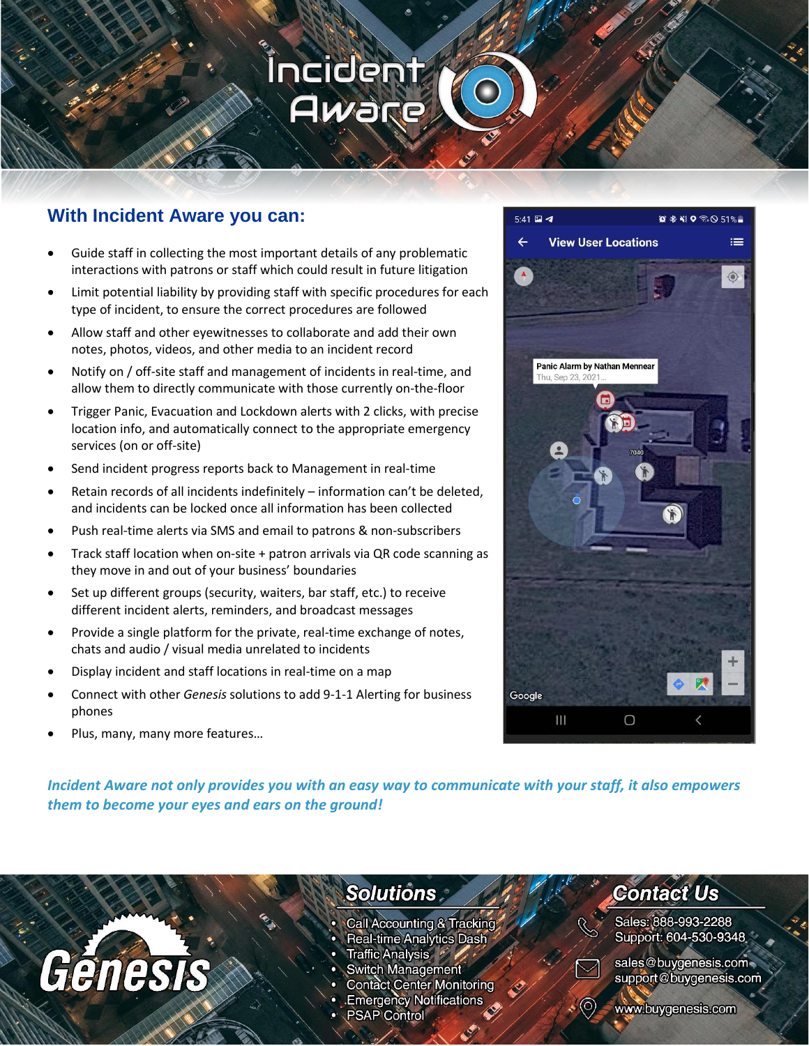# Incident Aware

## With Incident Aware you can:

- Guide staff in collecting the most important details of any problematic interactions with patrons or staff which could result in future litigation
- Limit potential liability by providing staff with specific procedures for each type of incident, to ensure the correct procedures are followed
- Allow staff and other eyewitnesses to collaborate and add their own notes, photos, videos, and other media to an incident record
- Notify on / off-site staff and management of incidents in real-time, and allow them to directly communicate with those currently on-the-floor
- Trigger Panic, Evacuation and Lockdown alerts with 2 clicks, with precise location info, and automatically connect to the appropriate emergency services (on or off-site)
- Send incident progress reports back to Management in real-time
- Retain records of all incidents indefinitely – information can't be deleted, and incidents can be locked once all information has been collected
- Push real-time alerts via SMS and email to patrons & non-subscribers
- Track staff location when on-site + patron arrivals via QR code scanning as they move in and out of your business' boundaries
- Set up different groups (security, waiters, bar staff, etc.) to receive different incident alerts, reminders, and broadcast messages
- Provide a single platform for the private, real-time exchange of notes, chats and audio / visual media unrelated to incidents
- Display incident and staff locations in real-time on a map
- Connect with other *Genesis* solutions to add 9-1-1 Alerting for business phones
- Plus, many, many more features…

5:41

View User Locations

Panic Alarm by Nathan Mennear
Thu, Sep 23, 2021...

7040

Google

***Incident Aware not only provides you with an easy way to communicate with your staff, it also empowers them to become your eyes and ears on the ground!***

Genesis

## Solutions

- Call Accounting & Tracking
- Real-time Analytics Dash
- Traffic Analysis
- Switch Management
- Contact Center Monitoring
- Emergency Notifications
- PSAP Control

## Contact Us

Sales: 888-993-2288
Support: 604-530-9348

sales@buygenesis.com
support@buygenesis.com

www.buygenesis.com